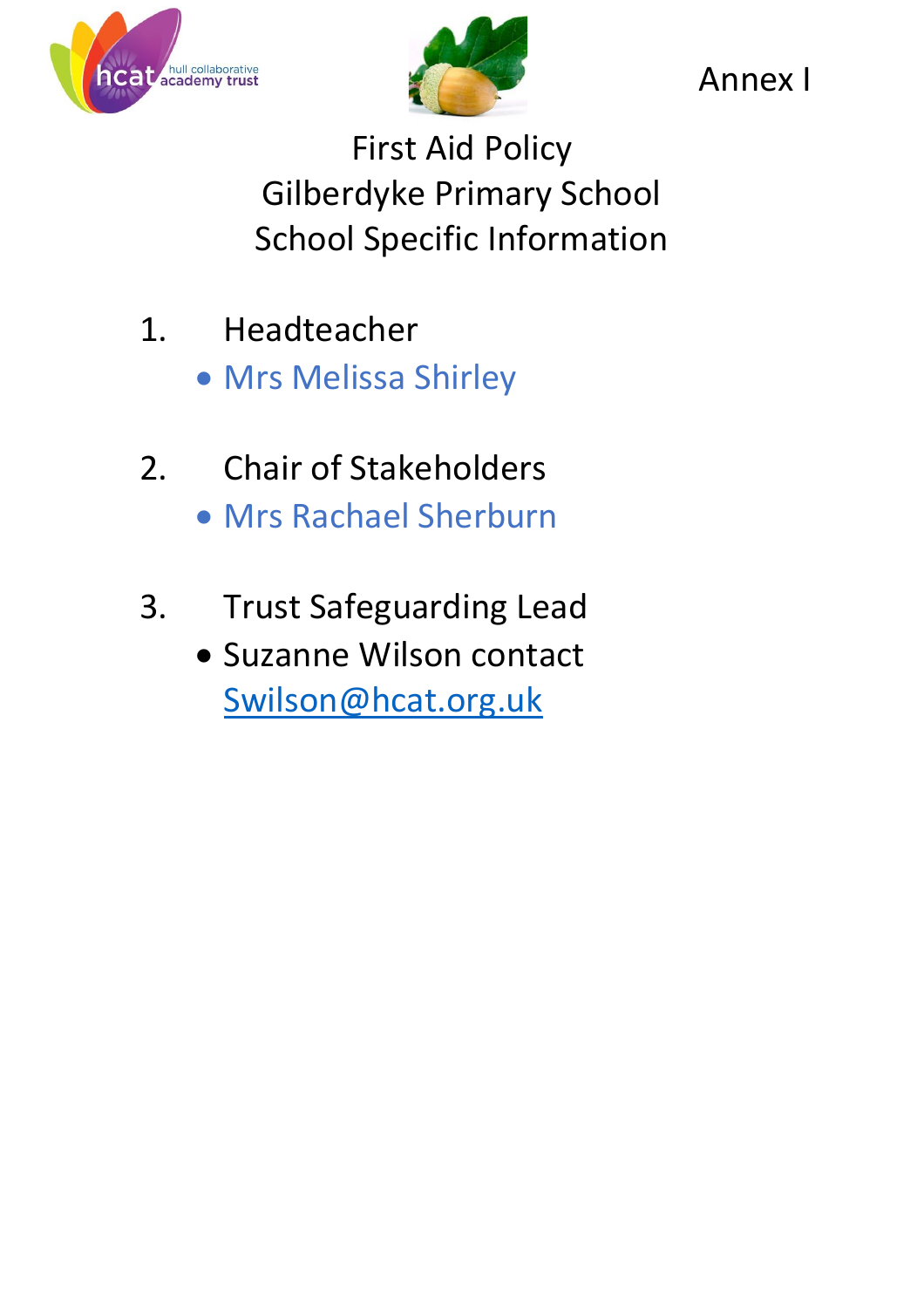Annex I

# First Aid Policy
# Gilberdyke Primary School
# School Specific Information

1. Headteacher
   - Mrs Melissa Shirley

2. Chair of Stakeholders
   - Mrs Rachael Sherburn

3. Trust Safeguarding Lead
   - Suzanne Wilson contact Swilson@hcat.org.uk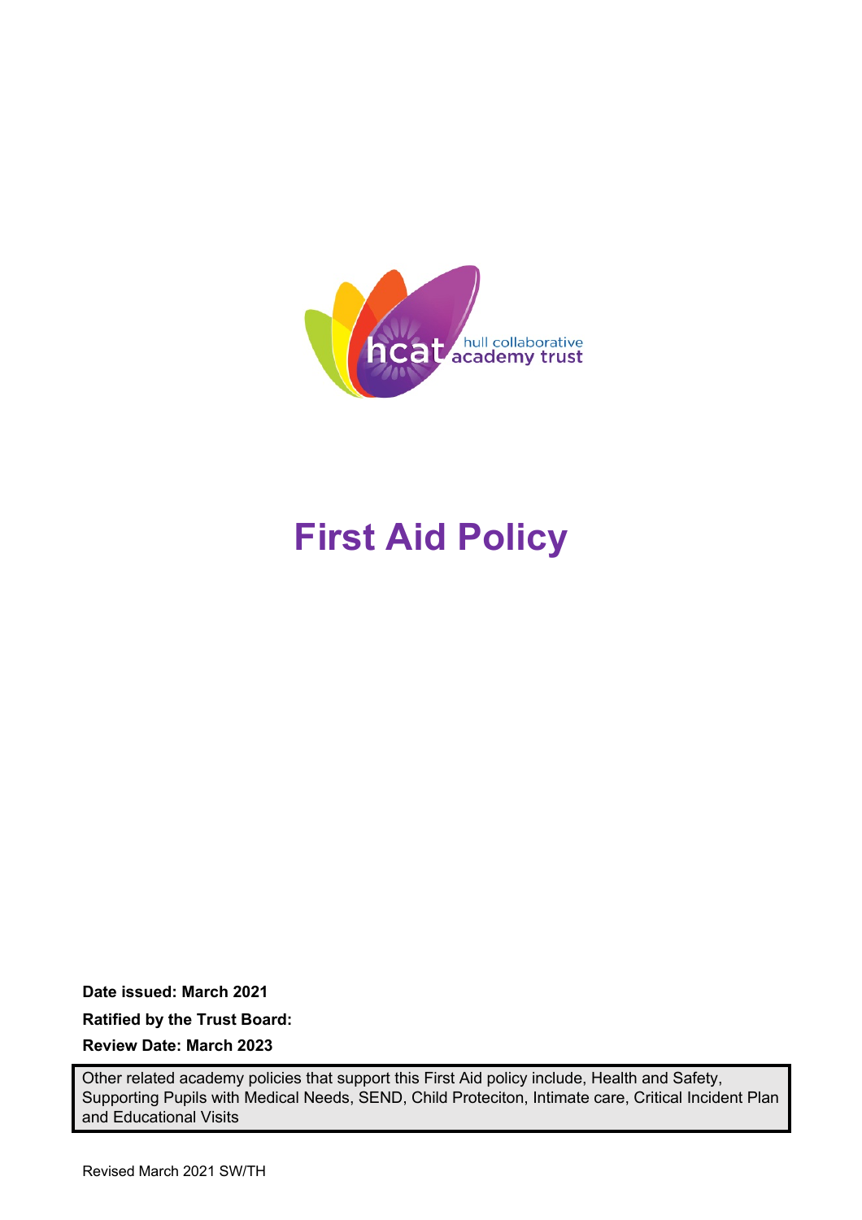hull collaborative academy trust

# First Aid Policy

**Date issued: March 2021**

**Ratified by the Trust Board:**

**Review Date: March 2023**

Other related academy policies that support this First Aid policy include, Health and Safety, Supporting Pupils with Medical Needs, SEND, Child Proteciton, Intimate care, Critical Incident Plan and Educational Visits

Revised March 2021 SW/TH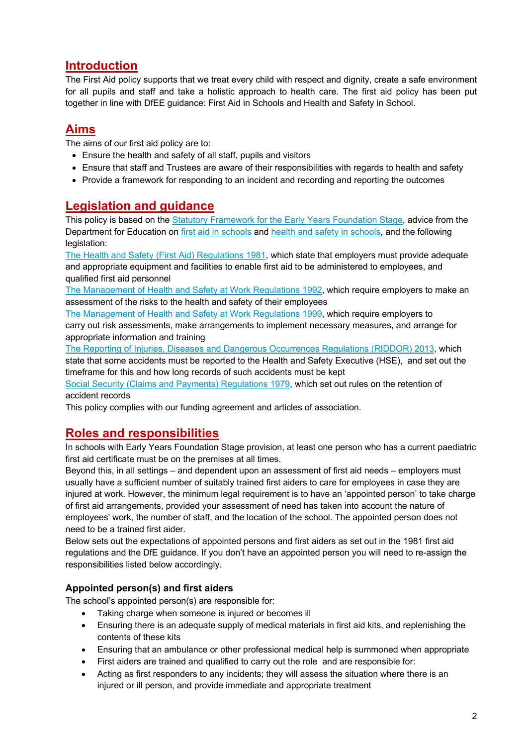## Introduction

The First Aid policy supports that we treat every child with respect and dignity, create a safe environment for all pupils and staff and take a holistic approach to health care. The first aid policy has been put together in line with DfEE guidance: First Aid in Schools and Health and Safety in School.

## Aims

The aims of our first aid policy are to:

- Ensure the health and safety of all staff, pupils and visitors
- Ensure that staff and Trustees are aware of their responsibilities with regards to health and safety
- Provide a framework for responding to an incident and recording and reporting the outcomes

## Legislation and guidance

This policy is based on the Statutory Framework for the Early Years Foundation Stage, advice from the Department for Education on first aid in schools and health and safety in schools, and the following legislation:

The Health and Safety (First Aid) Regulations 1981, which state that employers must provide adequate and appropriate equipment and facilities to enable first aid to be administered to employees, and qualified first aid personnel

The Management of Health and Safety at Work Regulations 1992, which require employers to make an assessment of the risks to the health and safety of their employees

The Management of Health and Safety at Work Regulations 1999, which require employers to carry out risk assessments, make arrangements to implement necessary measures, and arrange for appropriate information and training

The Reporting of Injuries, Diseases and Dangerous Occurrences Regulations (RIDDOR) 2013, which state that some accidents must be reported to the Health and Safety Executive (HSE), and set out the timeframe for this and how long records of such accidents must be kept

Social Security (Claims and Payments) Regulations 1979, which set out rules on the retention of accident records

This policy complies with our funding agreement and articles of association.

## Roles and responsibilities

In schools with Early Years Foundation Stage provision, at least one person who has a current paediatric first aid certificate must be on the premises at all times.

Beyond this, in all settings – and dependent upon an assessment of first aid needs – employers must usually have a sufficient number of suitably trained first aiders to care for employees in case they are injured at work. However, the minimum legal requirement is to have an 'appointed person' to take charge of first aid arrangements, provided your assessment of need has taken into account the nature of employees' work, the number of staff, and the location of the school. The appointed person does not need to be a trained first aider.

Below sets out the expectations of appointed persons and first aiders as set out in the 1981 first aid regulations and the DfE guidance. If you don't have an appointed person you will need to re-assign the responsibilities listed below accordingly.

### Appointed person(s) and first aiders

The school's appointed person(s) are responsible for:

- Taking charge when someone is injured or becomes ill
- Ensuring there is an adequate supply of medical materials in first aid kits, and replenishing the contents of these kits
- Ensuring that an ambulance or other professional medical help is summoned when appropriate
- First aiders are trained and qualified to carry out the role and are responsible for:
- Acting as first responders to any incidents; they will assess the situation where there is an injured or ill person, and provide immediate and appropriate treatment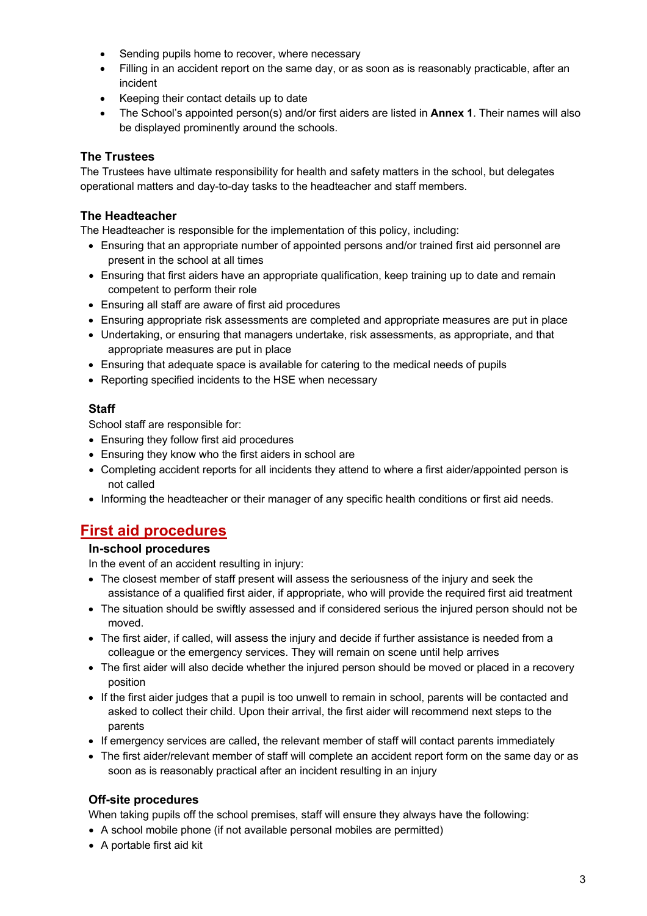- Sending pupils home to recover, where necessary
- Filling in an accident report on the same day, or as soon as is reasonably practicable, after an incident
- Keeping their contact details up to date
- The School's appointed person(s) and/or first aiders are listed in **Annex 1**. Their names will also be displayed prominently around the schools.

### The Trustees

The Trustees have ultimate responsibility for health and safety matters in the school, but delegates operational matters and day-to-day tasks to the headteacher and staff members.

### The Headteacher

The Headteacher is responsible for the implementation of this policy, including:

- Ensuring that an appropriate number of appointed persons and/or trained first aid personnel are present in the school at all times
- Ensuring that first aiders have an appropriate qualification, keep training up to date and remain competent to perform their role
- Ensuring all staff are aware of first aid procedures
- Ensuring appropriate risk assessments are completed and appropriate measures are put in place
- Undertaking, or ensuring that managers undertake, risk assessments, as appropriate, and that appropriate measures are put in place
- Ensuring that adequate space is available for catering to the medical needs of pupils
- Reporting specified incidents to the HSE when necessary

### Staff

School staff are responsible for:

- Ensuring they follow first aid procedures
- Ensuring they know who the first aiders in school are
- Completing accident reports for all incidents they attend to where a first aider/appointed person is not called
- Informing the headteacher or their manager of any specific health conditions or first aid needs.

## First aid procedures

### In-school procedures

In the event of an accident resulting in injury:

- The closest member of staff present will assess the seriousness of the injury and seek the assistance of a qualified first aider, if appropriate, who will provide the required first aid treatment
- The situation should be swiftly assessed and if considered serious the injured person should not be moved.
- The first aider, if called, will assess the injury and decide if further assistance is needed from a colleague or the emergency services. They will remain on scene until help arrives
- The first aider will also decide whether the injured person should be moved or placed in a recovery position
- If the first aider judges that a pupil is too unwell to remain in school, parents will be contacted and asked to collect their child. Upon their arrival, the first aider will recommend next steps to the parents
- If emergency services are called, the relevant member of staff will contact parents immediately
- The first aider/relevant member of staff will complete an accident report form on the same day or as soon as is reasonably practical after an incident resulting in an injury

### Off-site procedures

When taking pupils off the school premises, staff will ensure they always have the following:

- A school mobile phone (if not available personal mobiles are permitted)
- A portable first aid kit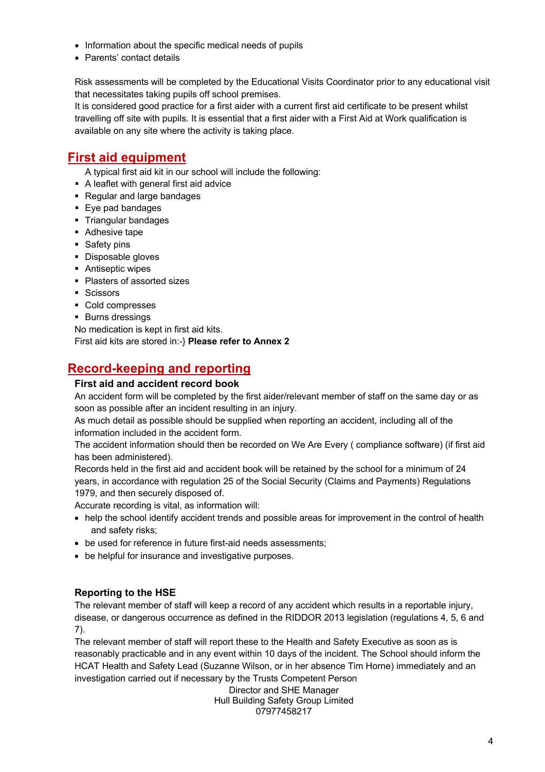- Information about the specific medical needs of pupils
- Parents' contact details

Risk assessments will be completed by the Educational Visits Coordinator prior to any educational visit that necessitates taking pupils off school premises.
It is considered good practice for a first aider with a current first aid certificate to be present whilst travelling off site with pupils. It is essential that a first aider with a First Aid at Work qualification is available on any site where the activity is taking place.

## First aid equipment

A typical first aid kit in our school will include the following:

- A leaflet with general first aid advice
- Regular and large bandages
- Eye pad bandages
- Triangular bandages
- Adhesive tape
- Safety pins
- Disposable gloves
- Antiseptic wipes
- Plasters of assorted sizes
- Scissors
- Cold compresses
- Burns dressings

No medication is kept in first aid kits.
First aid kits are stored in:-} **Please refer to Annex 2**

## Record-keeping and reporting

### First aid and accident record book

An accident form will be completed by the first aider/relevant member of staff on the same day or as soon as possible after an incident resulting in an injury.
As much detail as possible should be supplied when reporting an accident, including all of the information included in the accident form.
The accident information should then be recorded on We Are Every ( compliance software) (if first aid has been administered).
Records held in the first aid and accident book will be retained by the school for a minimum of 24 years, in accordance with regulation 25 of the Social Security (Claims and Payments) Regulations 1979, and then securely disposed of.
Accurate recording is vital, as information will:

- help the school identify accident trends and possible areas for improvement in the control of health and safety risks;
- be used for reference in future first-aid needs assessments;
- be helpful for insurance and investigative purposes.

### Reporting to the HSE

The relevant member of staff will keep a record of any accident which results in a reportable injury, disease, or dangerous occurrence as defined in the RIDDOR 2013 legislation (regulations 4, 5, 6 and 7).
The relevant member of staff will report these to the Health and Safety Executive as soon as is reasonably practicable and in any event within 10 days of the incident. The School should inform the HCAT Health and Safety Lead (Suzanne Wilson, or in her absence Tim Horne) immediately and an investigation carried out if necessary by the Trusts Competent Person

Director and SHE Manager
Hull Building Safety Group Limited
07977458217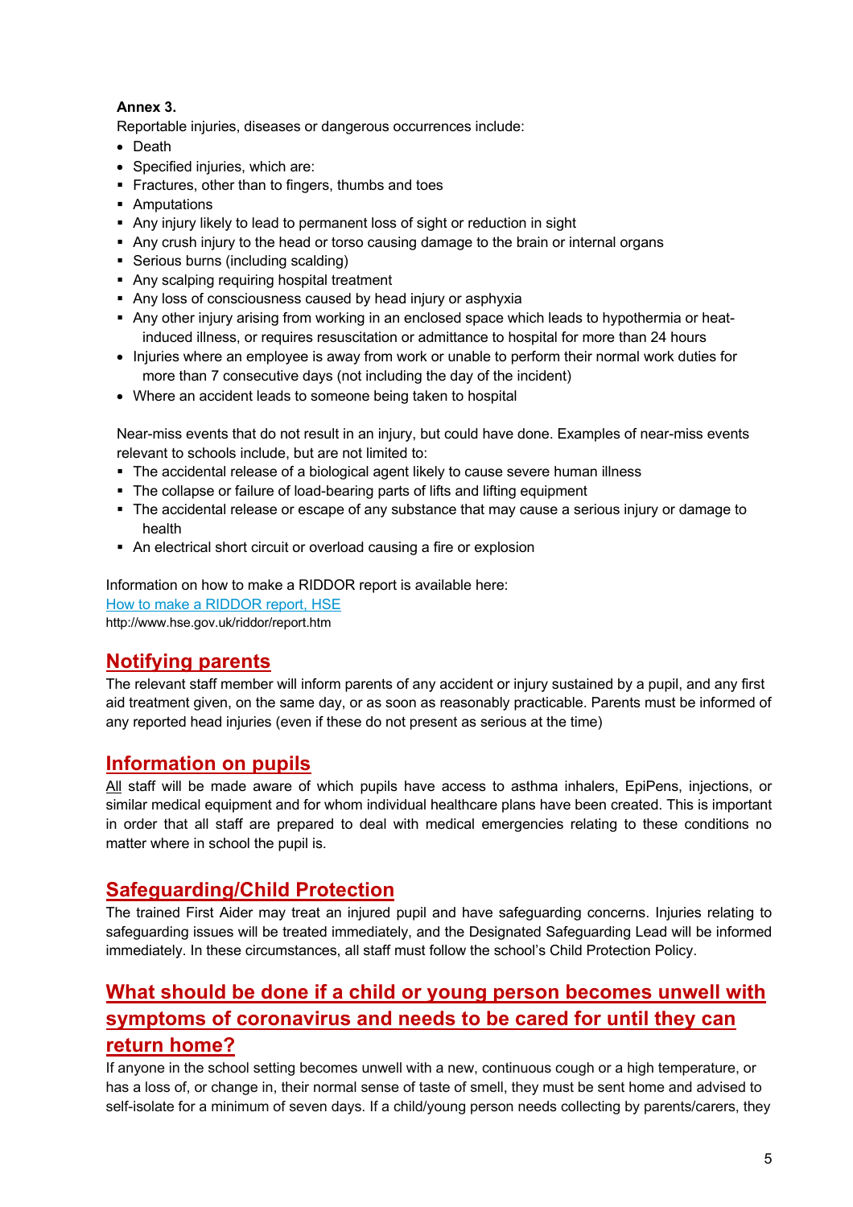**Annex 3.**

Reportable injuries, diseases or dangerous occurrences include:

- Death
- Specified injuries, which are:
- Fractures, other than to fingers, thumbs and toes
- Amputations
- Any injury likely to lead to permanent loss of sight or reduction in sight
- Any crush injury to the head or torso causing damage to the brain or internal organs
- Serious burns (including scalding)
- Any scalping requiring hospital treatment
- Any loss of consciousness caused by head injury or asphyxia
- Any other injury arising from working in an enclosed space which leads to hypothermia or heat-induced illness, or requires resuscitation or admittance to hospital for more than 24 hours
- Injuries where an employee is away from work or unable to perform their normal work duties for more than 7 consecutive days (not including the day of the incident)
- Where an accident leads to someone being taken to hospital

Near-miss events that do not result in an injury, but could have done. Examples of near-miss events relevant to schools include, but are not limited to:

- The accidental release of a biological agent likely to cause severe human illness
- The collapse or failure of load-bearing parts of lifts and lifting equipment
- The accidental release or escape of any substance that may cause a serious injury or damage to health
- An electrical short circuit or overload causing a fire or explosion

Information on how to make a RIDDOR report is available here:
[How to make a RIDDOR report, HSE](http://www.hse.gov.uk/riddor/report.htm)
http://www.hse.gov.uk/riddor/report.htm

## Notifying parents

The relevant staff member will inform parents of any accident or injury sustained by a pupil, and any first aid treatment given, on the same day, or as soon as reasonably practicable. Parents must be informed of any reported head injuries (even if these do not present as serious at the time)

## Information on pupils

All staff will be made aware of which pupils have access to asthma inhalers, EpiPens, injections, or similar medical equipment and for whom individual healthcare plans have been created. This is important in order that all staff are prepared to deal with medical emergencies relating to these conditions no matter where in school the pupil is.

## Safeguarding/Child Protection

The trained First Aider may treat an injured pupil and have safeguarding concerns. Injuries relating to safeguarding issues will be treated immediately, and the Designated Safeguarding Lead will be informed immediately. In these circumstances, all staff must follow the school's Child Protection Policy.

## What should be done if a child or young person becomes unwell with symptoms of coronavirus and needs to be cared for until they can return home?

If anyone in the school setting becomes unwell with a new, continuous cough or a high temperature, or has a loss of, or change in, their normal sense of taste of smell, they must be sent home and advised to self-isolate for a minimum of seven days. If a child/young person needs collecting by parents/carers, they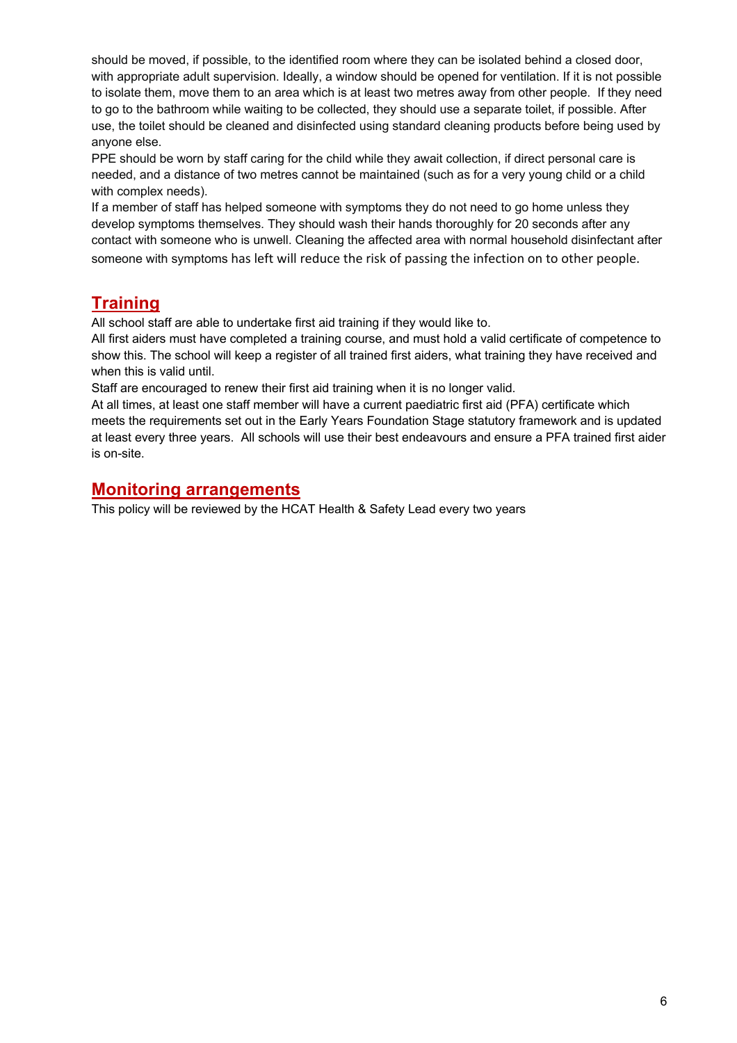should be moved, if possible, to the identified room where they can be isolated behind a closed door, with appropriate adult supervision. Ideally, a window should be opened for ventilation. If it is not possible to isolate them, move them to an area which is at least two metres away from other people.  If they need to go to the bathroom while waiting to be collected, they should use a separate toilet, if possible. After use, the toilet should be cleaned and disinfected using standard cleaning products before being used by anyone else.

PPE should be worn by staff caring for the child while they await collection, if direct personal care is needed, and a distance of two metres cannot be maintained (such as for a very young child or a child with complex needs).

If a member of staff has helped someone with symptoms they do not need to go home unless they develop symptoms themselves. They should wash their hands thoroughly for 20 seconds after any contact with someone who is unwell. Cleaning the affected area with normal household disinfectant after someone with symptoms has left will reduce the risk of passing the infection on to other people.

## Training

All school staff are able to undertake first aid training if they would like to.

All first aiders must have completed a training course, and must hold a valid certificate of competence to show this. The school will keep a register of all trained first aiders, what training they have received and when this is valid until.

Staff are encouraged to renew their first aid training when it is no longer valid.

At all times, at least one staff member will have a current paediatric first aid (PFA) certificate which meets the requirements set out in the Early Years Foundation Stage statutory framework and is updated at least every three years.  All schools will use their best endeavours and ensure a PFA trained first aider is on-site.

## Monitoring arrangements

This policy will be reviewed by the HCAT Health & Safety Lead every two years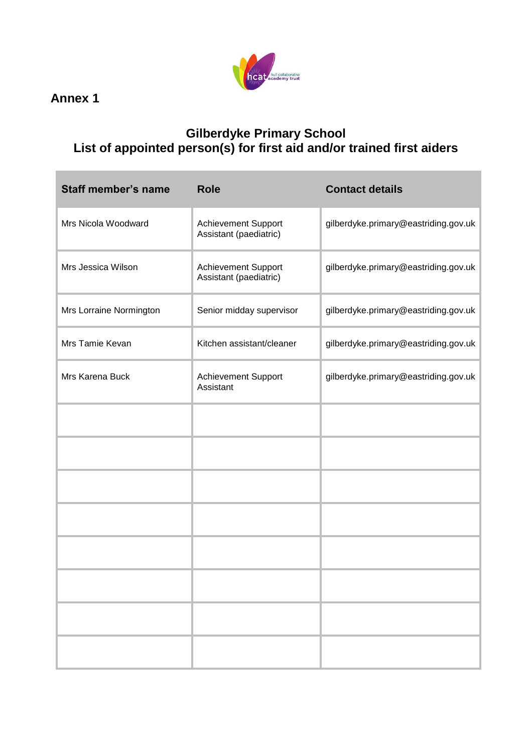**Annex 1**

## Gilberdyke Primary School
## List of appointed person(s) for first aid and/or trained first aiders

| Staff member's name | Role | Contact details |
|---|---|---|
| Mrs Nicola Woodward | Achievement Support Assistant (paediatric) | gilberdyke.primary@eastriding.gov.uk |
| Mrs Jessica Wilson | Achievement Support Assistant (paediatric) | gilberdyke.primary@eastriding.gov.uk |
| Mrs Lorraine Normington | Senior midday supervisor | gilberdyke.primary@eastriding.gov.uk |
| Mrs Tamie Kevan | Kitchen assistant/cleaner | gilberdyke.primary@eastriding.gov.uk |
| Mrs Karena Buck | Achievement Support Assistant | gilberdyke.primary@eastriding.gov.uk |
| | | |
| | | |
| | | |
| | | |
| | | |
| | | |
| | | |
| | | |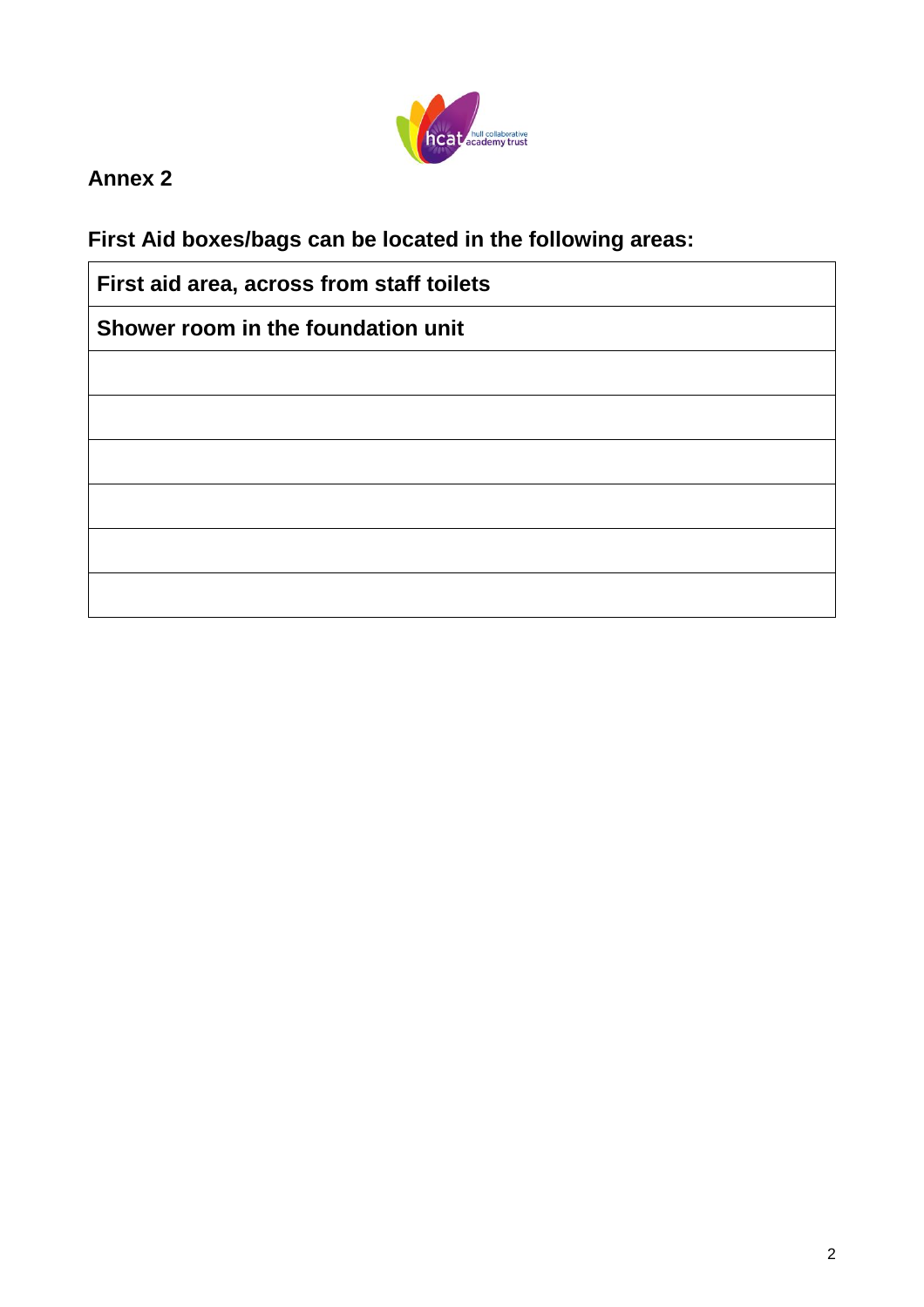## Annex 2

### First Aid boxes/bags can be located in the following areas:

| |
|---|
| **First aid area, across from staff toilets** |
| **Shower room in the foundation unit** |
| |
| |
| |
| |
| |
| |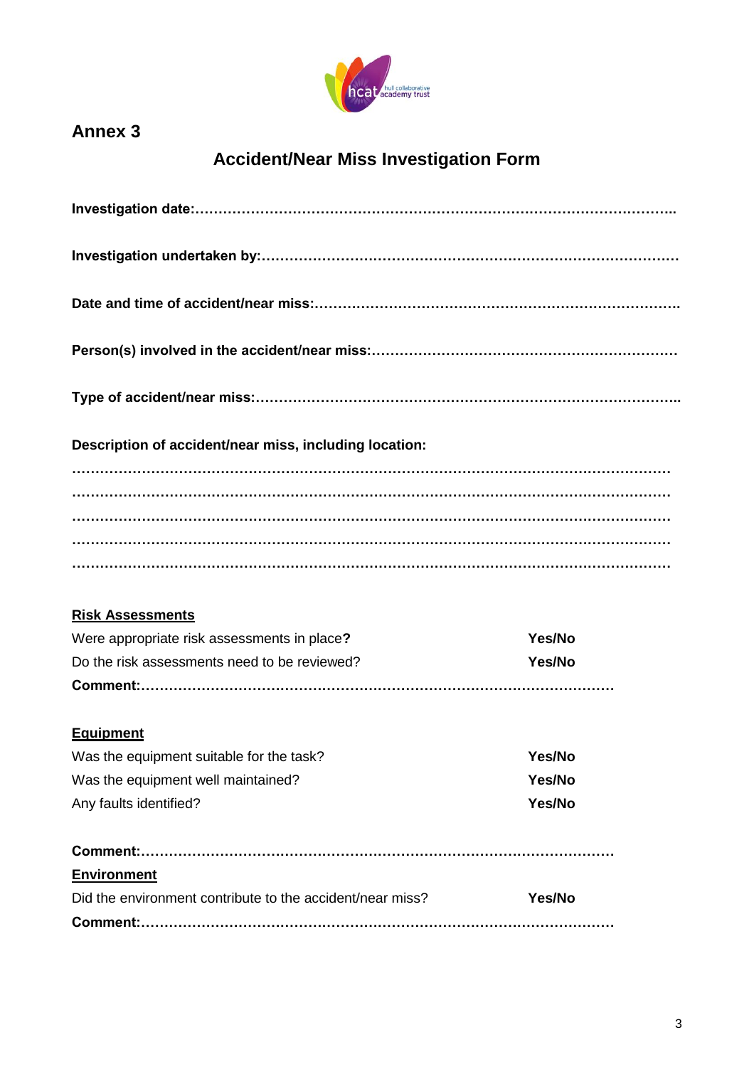## Annex 3

# Accident/Near Miss Investigation Form

**Investigation date:……………………………………………………………………………………..**

**Investigation undertaken by:……………………………………………………………………………**

**Date and time of accident/near miss:……………………………………………………………………**

**Person(s) involved in the accident/near miss:…………………………………………………………**

**Type of accident/near miss:………………………………………………………………………………..**

**Description of accident/near miss, including location:**

**……………………………………………………………………………………………………………………**
**……………………………………………………………………………………………………………………**
**……………………………………………………………………………………………………………………**
**……………………………………………………………………………………………………………………**
**……………………………………………………………………………………………………………………**

**<u>Risk Assessments</u>**

Were appropriate risk assessments in place**?** **Yes/No**

Do the risk assessments need to be reviewed? **Yes/No**

**Comment:…………………………………………………………………………………………**

**<u>Equipment</u>**

Was the equipment suitable for the task? **Yes/No**

Was the equipment well maintained? **Yes/No**

Any faults identified? **Yes/No**

**Comment:…………………………………………………………………………………………**

**<u>Environment</u>**

Did the environment contribute to the accident/near miss? **Yes/No**

**Comment:…………………………………………………………………………………………**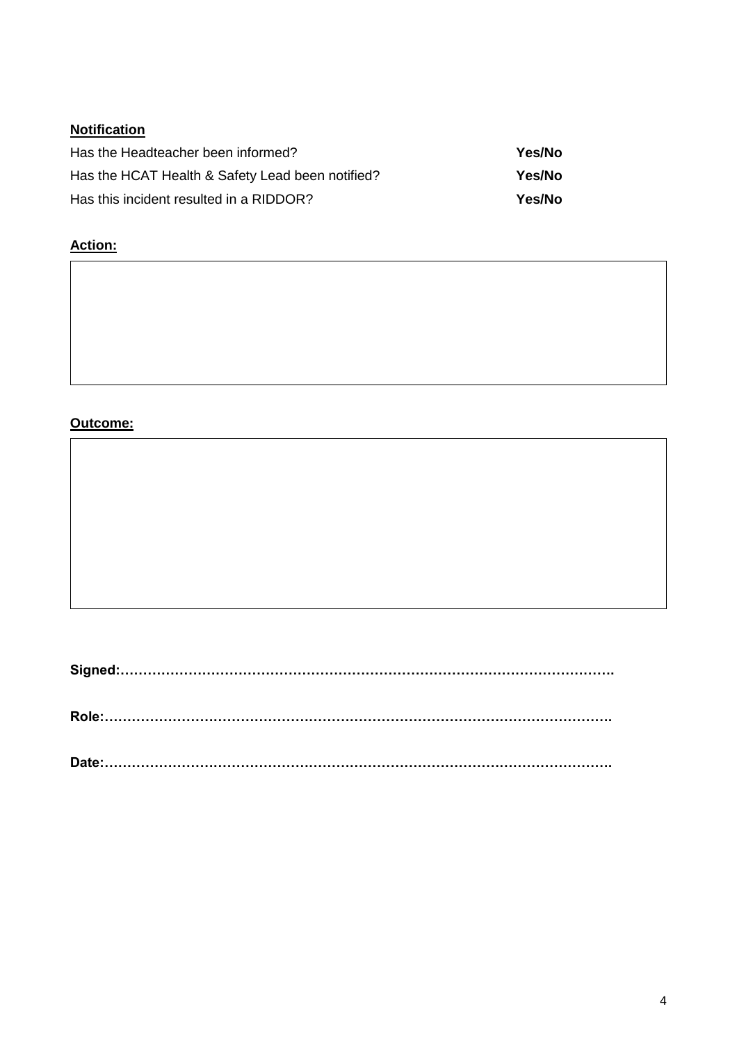**Notification**

| | |
|---|---|
| Has the Headteacher been informed? | **Yes/No** |
| Has the HCAT Health & Safety Lead been notified? | **Yes/No** |
| Has this incident resulted in a RIDDOR? | **Yes/No** |

**Action:**

| |
|---|
| |

**Outcome:**

| |
|---|
| |

**Signed:…………………………………………………………………………………………….**

**Role:………………………………………………………………………………………………….**

**Date:………………………………………………………………………………………………….**